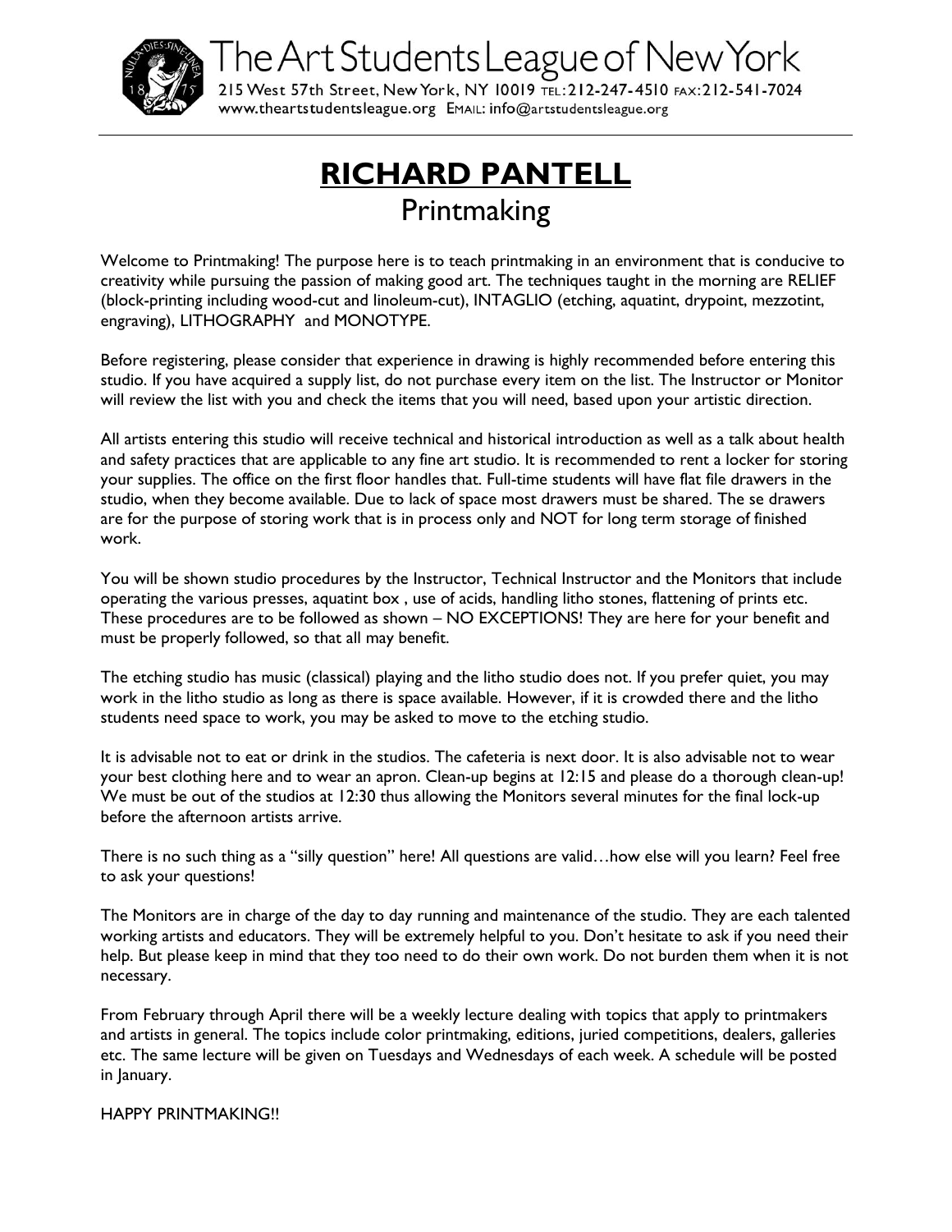The Art Students League of New York

215 West 57th Street, New York, NY 10019 TEL:212-247-4510 FAX:212-541-7024
www.theartstudentsleague.org EMAIL: info@artstudentsleague.org

# RICHARD PANTELL

## Printmaking

Welcome to Printmaking! The purpose here is to teach printmaking in an environment that is conducive to creativity while pursuing the passion of making good art. The techniques taught in the morning are RELIEF (block-printing including wood-cut and linoleum-cut), INTAGLIO (etching, aquatint, drypoint, mezzotint, engraving), LITHOGRAPHY and MONOTYPE.

Before registering, please consider that experience in drawing is highly recommended before entering this studio. If you have acquired a supply list, do not purchase every item on the list. The Instructor or Monitor will review the list with you and check the items that you will need, based upon your artistic direction.

All artists entering this studio will receive technical and historical introduction as well as a talk about health and safety practices that are applicable to any fine art studio. It is recommended to rent a locker for storing your supplies. The office on the first floor handles that. Full-time students will have flat file drawers in the studio, when they become available. Due to lack of space most drawers must be shared. The se drawers are for the purpose of storing work that is in process only and NOT for long term storage of finished work.

You will be shown studio procedures by the Instructor, Technical Instructor and the Monitors that include operating the various presses, aquatint box , use of acids, handling litho stones, flattening of prints etc. These procedures are to be followed as shown – NO EXCEPTIONS! They are here for your benefit and must be properly followed, so that all may benefit.

The etching studio has music (classical) playing and the litho studio does not. If you prefer quiet, you may work in the litho studio as long as there is space available. However, if it is crowded there and the litho students need space to work, you may be asked to move to the etching studio.

It is advisable not to eat or drink in the studios. The cafeteria is next door. It is also advisable not to wear your best clothing here and to wear an apron. Clean-up begins at 12:15 and please do a thorough clean-up! We must be out of the studios at 12:30 thus allowing the Monitors several minutes for the final lock-up before the afternoon artists arrive.

There is no such thing as a "silly question" here! All questions are valid…how else will you learn? Feel free to ask your questions!

The Monitors are in charge of the day to day running and maintenance of the studio. They are each talented working artists and educators. They will be extremely helpful to you. Don't hesitate to ask if you need their help. But please keep in mind that they too need to do their own work. Do not burden them when it is not necessary.

From February through April there will be a weekly lecture dealing with topics that apply to printmakers and artists in general. The topics include color printmaking, editions, juried competitions, dealers, galleries etc. The same lecture will be given on Tuesdays and Wednesdays of each week. A schedule will be posted in January.

HAPPY PRINTMAKING!!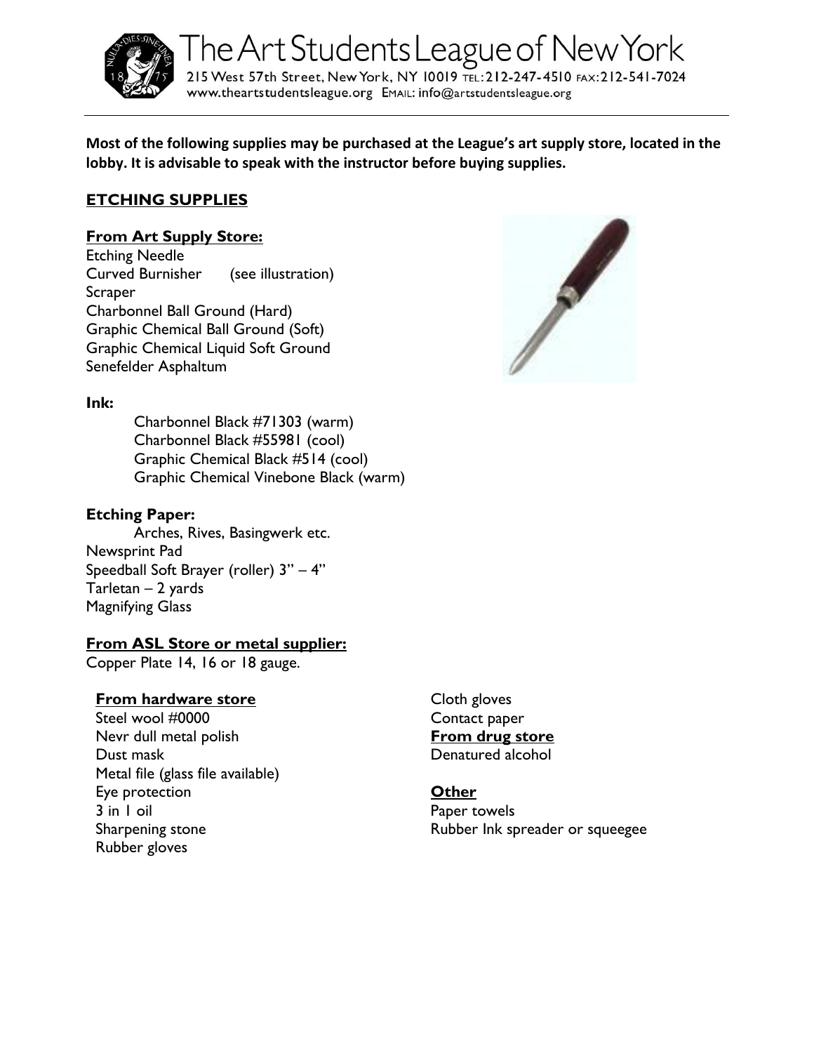The Art Students League of New York

215 West 57th Street, New York, NY 10019 TEL: 212-247-4510 FAX: 212-541-7024
www.theartstudentsleague.org EMAIL: info@artstudentsleague.org

**Most of the following supplies may be purchased at the League's art supply store, located in the lobby. It is advisable to speak with the instructor before buying supplies.**

## ETCHING SUPPLIES

### From Art Supply Store:

Etching Needle
Curved Burnisher (see illustration)
Scraper
Charbonnel Ball Ground (Hard)
Graphic Chemical Ball Ground (Soft)
Graphic Chemical Liquid Soft Ground
Senefelder Asphaltum

**Ink:**

- Charbonnel Black #71303 (warm)
- Charbonnel Black #55981 (cool)
- Graphic Chemical Black #514 (cool)
- Graphic Chemical Vinebone Black (warm)

**Etching Paper:**

- Arches, Rives, Basingwerk etc.

Newsprint Pad
Speedball Soft Brayer (roller) 3" – 4"
Tarletan – 2 yards
Magnifying Glass

### From ASL Store or metal supplier:

Copper Plate 14, 16 or 18 gauge.

### From hardware store

Steel wool #0000
Nevr dull metal polish
Dust mask
Metal file (glass file available)
Eye protection
3 in 1 oil
Sharpening stone
Rubber gloves
Cloth gloves
Contact paper

### From drug store

Denatured alcohol

### Other

Paper towels
Rubber Ink spreader or squeegee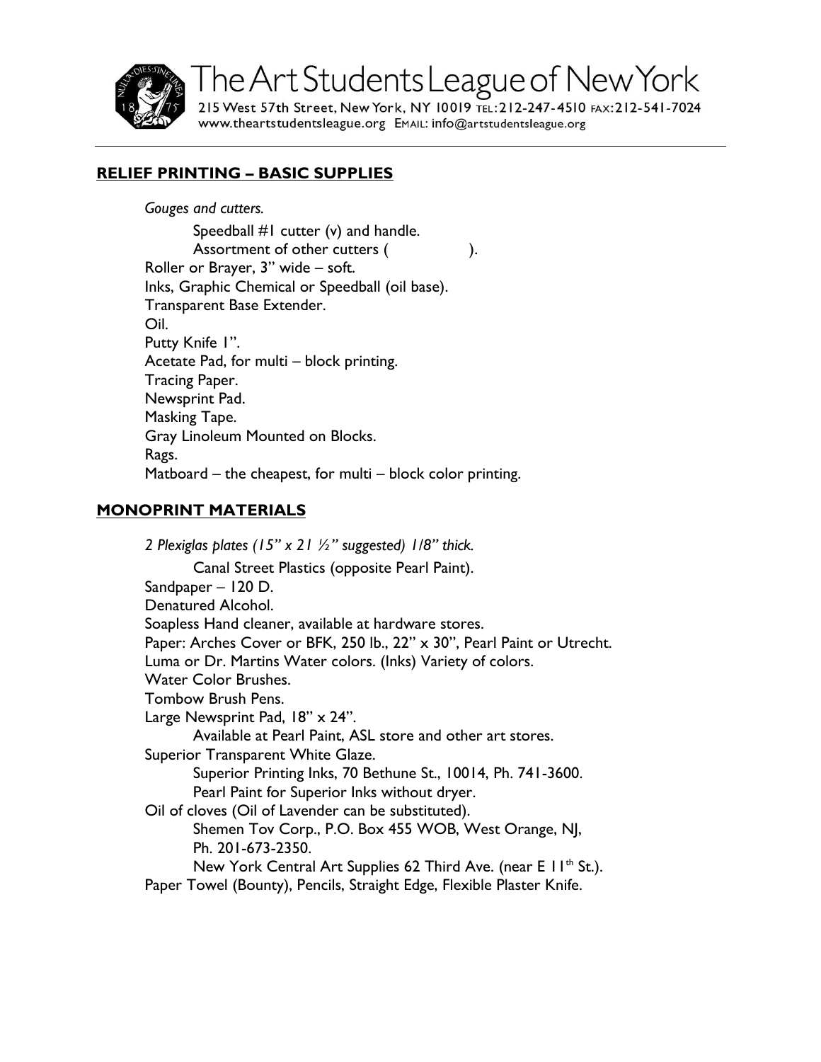The Art Students League of New York

215 West 57th Street, New York, NY 10019 TEL: 212-247-4510 FAX: 212-541-7024
www.theartstudentsleague.org EMAIL: info@artstudentsleague.org

## RELIEF PRINTING – BASIC SUPPLIES

*Gouges and cutters.*

Speedball #1 cutter (v) and handle.
Assortment of other cutters (                ).
Roller or Brayer, 3" wide – soft.
Inks, Graphic Chemical or Speedball (oil base).
Transparent Base Extender.
Oil.
Putty Knife 1".
Acetate Pad, for multi – block printing.
Tracing Paper.
Newsprint Pad.
Masking Tape.
Gray Linoleum Mounted on Blocks.
Rags.
Matboard – the cheapest, for multi – block color printing.

## MONOPRINT MATERIALS

*2 Plexiglas plates (15" x 21 ½" suggested) 1/8" thick.*

Canal Street Plastics (opposite Pearl Paint).
Sandpaper – 120 D.
Denatured Alcohol.
Soapless Hand cleaner, available at hardware stores.
Paper: Arches Cover or BFK, 250 lb., 22" x 30", Pearl Paint or Utrecht.
Luma or Dr. Martins Water colors. (Inks) Variety of colors.
Water Color Brushes.
Tombow Brush Pens.
Large Newsprint Pad, 18" x 24".
Available at Pearl Paint, ASL store and other art stores.
Superior Transparent White Glaze.
Superior Printing Inks, 70 Bethune St., 10014, Ph. 741-3600.
Pearl Paint for Superior Inks without dryer.
Oil of cloves (Oil of Lavender can be substituted).
Shemen Tov Corp., P.O. Box 455 WOB, West Orange, NJ, Ph. 201-673-2350.
New York Central Art Supplies 62 Third Ave. (near E 11th St.).
Paper Towel (Bounty), Pencils, Straight Edge, Flexible Plaster Knife.